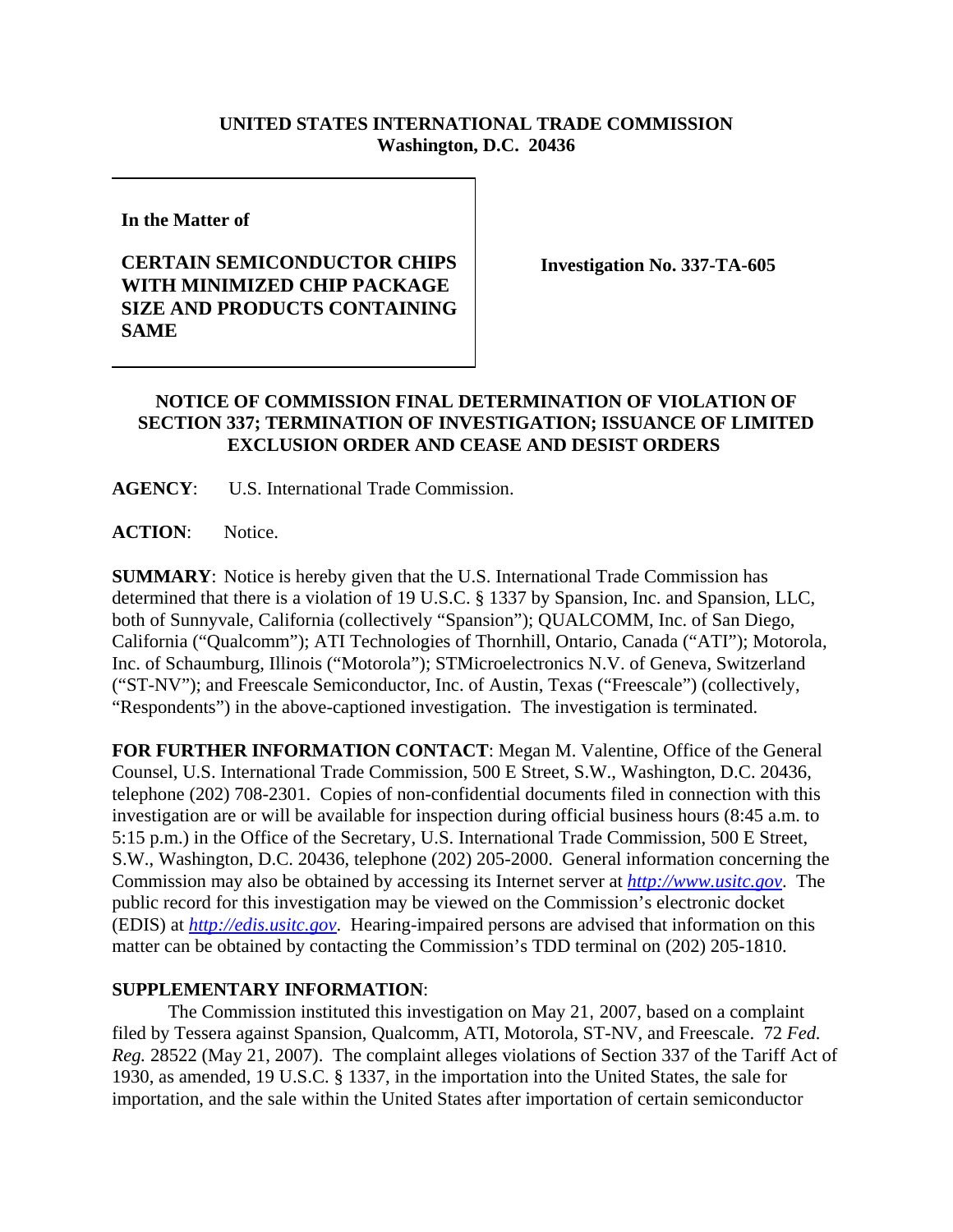**UNITED STATES INTERNATIONAL TRADE COMMISSION**
**Washington, D.C. 20436**

| | |
|---|---|
| **In the Matter of**<br><br>**CERTAIN SEMICONDUCTOR CHIPS WITH MINIMIZED CHIP PACKAGE SIZE AND PRODUCTS CONTAINING SAME** | **Investigation No. 337-TA-605** |

**NOTICE OF COMMISSION FINAL DETERMINATION OF VIOLATION OF SECTION 337; TERMINATION OF INVESTIGATION; ISSUANCE OF LIMITED EXCLUSION ORDER AND CEASE AND DESIST ORDERS**

**AGENCY**: U.S. International Trade Commission.

**ACTION**: Notice.

**SUMMARY**: Notice is hereby given that the U.S. International Trade Commission has determined that there is a violation of 19 U.S.C. § 1337 by Spansion, Inc. and Spansion, LLC, both of Sunnyvale, California (collectively "Spansion"); QUALCOMM, Inc. of San Diego, California ("Qualcomm"); ATI Technologies of Thornhill, Ontario, Canada ("ATI"); Motorola, Inc. of Schaumburg, Illinois ("Motorola"); STMicroelectronics N.V. of Geneva, Switzerland ("ST-NV"); and Freescale Semiconductor, Inc. of Austin, Texas ("Freescale") (collectively, "Respondents") in the above-captioned investigation. The investigation is terminated.

**FOR FURTHER INFORMATION CONTACT**: Megan M. Valentine, Office of the General Counsel, U.S. International Trade Commission, 500 E Street, S.W., Washington, D.C. 20436, telephone (202) 708-2301. Copies of non-confidential documents filed in connection with this investigation are or will be available for inspection during official business hours (8:45 a.m. to 5:15 p.m.) in the Office of the Secretary, U.S. International Trade Commission, 500 E Street, S.W., Washington, D.C. 20436, telephone (202) 205-2000. General information concerning the Commission may also be obtained by accessing its Internet server at *http://www.usitc.gov*. The public record for this investigation may be viewed on the Commission's electronic docket (EDIS) at *http://edis.usitc.gov*. Hearing-impaired persons are advised that information on this matter can be obtained by contacting the Commission's TDD terminal on (202) 205-1810.

**SUPPLEMENTARY INFORMATION**:

The Commission instituted this investigation on May 21, 2007, based on a complaint filed by Tessera against Spansion, Qualcomm, ATI, Motorola, ST-NV, and Freescale. 72 *Fed. Reg.* 28522 (May 21, 2007). The complaint alleges violations of Section 337 of the Tariff Act of 1930, as amended, 19 U.S.C. § 1337, in the importation into the United States, the sale for importation, and the sale within the United States after importation of certain semiconductor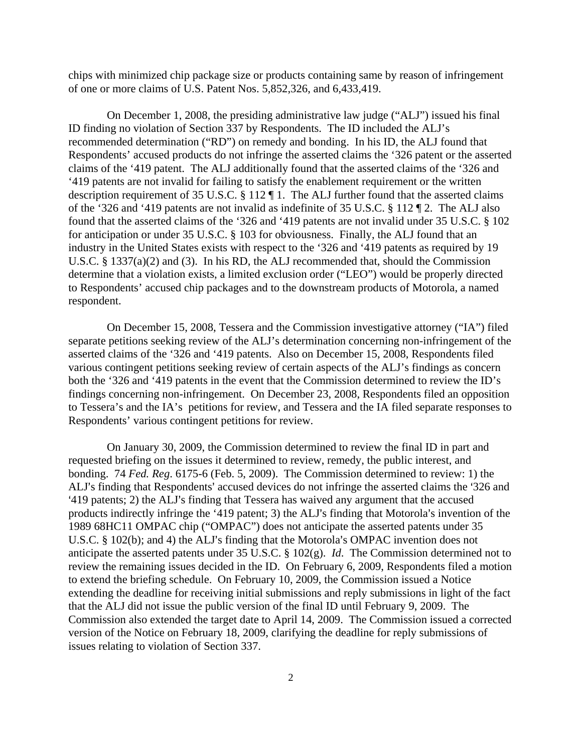chips with minimized chip package size or products containing same by reason of infringement of one or more claims of U.S. Patent Nos. 5,852,326, and 6,433,419.

On December 1, 2008, the presiding administrative law judge ("ALJ") issued his final ID finding no violation of Section 337 by Respondents. The ID included the ALJ's recommended determination ("RD") on remedy and bonding. In his ID, the ALJ found that Respondents' accused products do not infringe the asserted claims the '326 patent or the asserted claims of the '419 patent. The ALJ additionally found that the asserted claims of the '326 and '419 patents are not invalid for failing to satisfy the enablement requirement or the written description requirement of 35 U.S.C. § 112 ¶ 1. The ALJ further found that the asserted claims of the '326 and '419 patents are not invalid as indefinite of 35 U.S.C. § 112 ¶ 2. The ALJ also found that the asserted claims of the '326 and '419 patents are not invalid under 35 U.S.C. § 102 for anticipation or under 35 U.S.C. § 103 for obviousness. Finally, the ALJ found that an industry in the United States exists with respect to the '326 and '419 patents as required by 19 U.S.C. § 1337(a)(2) and (3). In his RD, the ALJ recommended that, should the Commission determine that a violation exists, a limited exclusion order ("LEO") would be properly directed to Respondents' accused chip packages and to the downstream products of Motorola, a named respondent.

On December 15, 2008, Tessera and the Commission investigative attorney ("IA") filed separate petitions seeking review of the ALJ's determination concerning non-infringement of the asserted claims of the '326 and '419 patents. Also on December 15, 2008, Respondents filed various contingent petitions seeking review of certain aspects of the ALJ's findings as concern both the '326 and '419 patents in the event that the Commission determined to review the ID's findings concerning non-infringement. On December 23, 2008, Respondents filed an opposition to Tessera's and the IA's petitions for review, and Tessera and the IA filed separate responses to Respondents' various contingent petitions for review.

On January 30, 2009, the Commission determined to review the final ID in part and requested briefing on the issues it determined to review, remedy, the public interest, and bonding. 74 *Fed. Reg*. 6175-6 (Feb. 5, 2009). The Commission determined to review: 1) the ALJ's finding that Respondents' accused devices do not infringe the asserted claims the '326 and '419 patents; 2) the ALJ's finding that Tessera has waived any argument that the accused products indirectly infringe the '419 patent; 3) the ALJ's finding that Motorola's invention of the 1989 68HC11 OMPAC chip ("OMPAC") does not anticipate the asserted patents under 35 U.S.C. § 102(b); and 4) the ALJ's finding that the Motorola's OMPAC invention does not anticipate the asserted patents under 35 U.S.C. § 102(g). *Id*. The Commission determined not to review the remaining issues decided in the ID. On February 6, 2009, Respondents filed a motion to extend the briefing schedule. On February 10, 2009, the Commission issued a Notice extending the deadline for receiving initial submissions and reply submissions in light of the fact that the ALJ did not issue the public version of the final ID until February 9, 2009. The Commission also extended the target date to April 14, 2009. The Commission issued a corrected version of the Notice on February 18, 2009, clarifying the deadline for reply submissions of issues relating to violation of Section 337.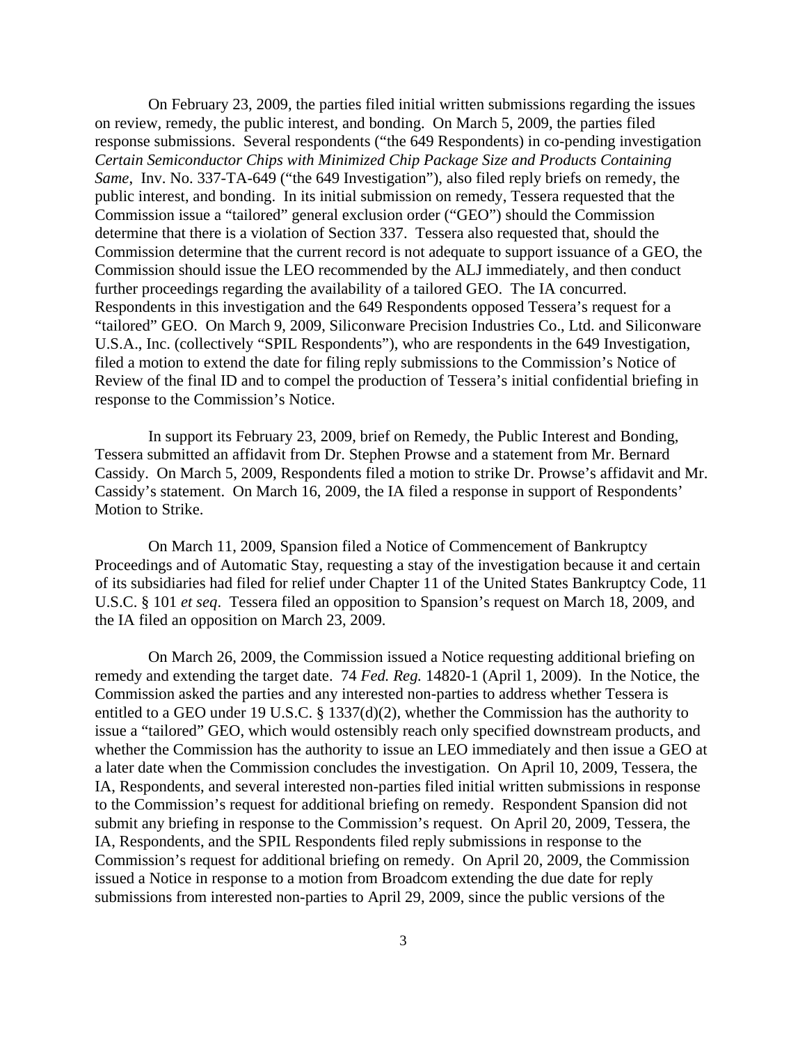On February 23, 2009, the parties filed initial written submissions regarding the issues on review, remedy, the public interest, and bonding. On March 5, 2009, the parties filed response submissions. Several respondents ("the 649 Respondents) in co-pending investigation *Certain Semiconductor Chips with Minimized Chip Package Size and Products Containing Same*, Inv. No. 337-TA-649 ("the 649 Investigation"), also filed reply briefs on remedy, the public interest, and bonding. In its initial submission on remedy, Tessera requested that the Commission issue a "tailored" general exclusion order ("GEO") should the Commission determine that there is a violation of Section 337. Tessera also requested that, should the Commission determine that the current record is not adequate to support issuance of a GEO, the Commission should issue the LEO recommended by the ALJ immediately, and then conduct further proceedings regarding the availability of a tailored GEO. The IA concurred. Respondents in this investigation and the 649 Respondents opposed Tessera's request for a "tailored" GEO. On March 9, 2009, Siliconware Precision Industries Co., Ltd. and Siliconware U.S.A., Inc. (collectively "SPIL Respondents"), who are respondents in the 649 Investigation, filed a motion to extend the date for filing reply submissions to the Commission's Notice of Review of the final ID and to compel the production of Tessera's initial confidential briefing in response to the Commission's Notice.

In support its February 23, 2009, brief on Remedy, the Public Interest and Bonding, Tessera submitted an affidavit from Dr. Stephen Prowse and a statement from Mr. Bernard Cassidy. On March 5, 2009, Respondents filed a motion to strike Dr. Prowse's affidavit and Mr. Cassidy's statement. On March 16, 2009, the IA filed a response in support of Respondents' Motion to Strike.

On March 11, 2009, Spansion filed a Notice of Commencement of Bankruptcy Proceedings and of Automatic Stay, requesting a stay of the investigation because it and certain of its subsidiaries had filed for relief under Chapter 11 of the United States Bankruptcy Code, 11 U.S.C. § 101 *et seq*. Tessera filed an opposition to Spansion's request on March 18, 2009, and the IA filed an opposition on March 23, 2009.

On March 26, 2009, the Commission issued a Notice requesting additional briefing on remedy and extending the target date. 74 *Fed. Reg.* 14820-1 (April 1, 2009). In the Notice, the Commission asked the parties and any interested non-parties to address whether Tessera is entitled to a GEO under 19 U.S.C. § 1337(d)(2), whether the Commission has the authority to issue a "tailored" GEO, which would ostensibly reach only specified downstream products, and whether the Commission has the authority to issue an LEO immediately and then issue a GEO at a later date when the Commission concludes the investigation. On April 10, 2009, Tessera, the IA, Respondents, and several interested non-parties filed initial written submissions in response to the Commission's request for additional briefing on remedy. Respondent Spansion did not submit any briefing in response to the Commission's request. On April 20, 2009, Tessera, the IA, Respondents, and the SPIL Respondents filed reply submissions in response to the Commission's request for additional briefing on remedy. On April 20, 2009, the Commission issued a Notice in response to a motion from Broadcom extending the due date for reply submissions from interested non-parties to April 29, 2009, since the public versions of the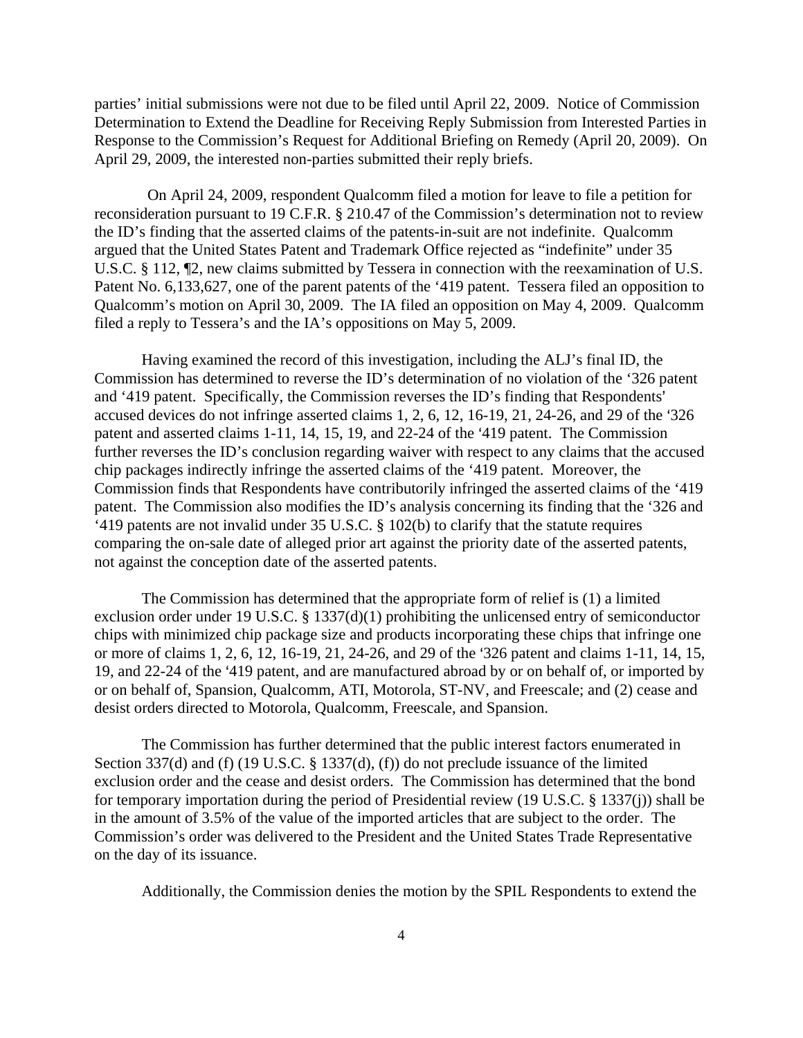parties' initial submissions were not due to be filed until April 22, 2009. Notice of Commission Determination to Extend the Deadline for Receiving Reply Submission from Interested Parties in Response to the Commission's Request for Additional Briefing on Remedy (April 20, 2009). On April 29, 2009, the interested non-parties submitted their reply briefs.

On April 24, 2009, respondent Qualcomm filed a motion for leave to file a petition for reconsideration pursuant to 19 C.F.R. § 210.47 of the Commission's determination not to review the ID's finding that the asserted claims of the patents-in-suit are not indefinite. Qualcomm argued that the United States Patent and Trademark Office rejected as "indefinite" under 35 U.S.C. § 112, ¶2, new claims submitted by Tessera in connection with the reexamination of U.S. Patent No. 6,133,627, one of the parent patents of the '419 patent. Tessera filed an opposition to Qualcomm's motion on April 30, 2009. The IA filed an opposition on May 4, 2009. Qualcomm filed a reply to Tessera's and the IA's oppositions on May 5, 2009.

Having examined the record of this investigation, including the ALJ's final ID, the Commission has determined to reverse the ID's determination of no violation of the '326 patent and '419 patent. Specifically, the Commission reverses the ID's finding that Respondents' accused devices do not infringe asserted claims 1, 2, 6, 12, 16-19, 21, 24-26, and 29 of the '326 patent and asserted claims 1-11, 14, 15, 19, and 22-24 of the '419 patent. The Commission further reverses the ID's conclusion regarding waiver with respect to any claims that the accused chip packages indirectly infringe the asserted claims of the '419 patent. Moreover, the Commission finds that Respondents have contributorily infringed the asserted claims of the '419 patent. The Commission also modifies the ID's analysis concerning its finding that the '326 and '419 patents are not invalid under 35 U.S.C. § 102(b) to clarify that the statute requires comparing the on-sale date of alleged prior art against the priority date of the asserted patents, not against the conception date of the asserted patents.

The Commission has determined that the appropriate form of relief is (1) a limited exclusion order under 19 U.S.C. § 1337(d)(1) prohibiting the unlicensed entry of semiconductor chips with minimized chip package size and products incorporating these chips that infringe one or more of claims 1, 2, 6, 12, 16-19, 21, 24-26, and 29 of the '326 patent and claims 1-11, 14, 15, 19, and 22-24 of the '419 patent, and are manufactured abroad by or on behalf of, or imported by or on behalf of, Spansion, Qualcomm, ATI, Motorola, ST-NV, and Freescale; and (2) cease and desist orders directed to Motorola, Qualcomm, Freescale, and Spansion.

The Commission has further determined that the public interest factors enumerated in Section 337(d) and (f) (19 U.S.C. § 1337(d), (f)) do not preclude issuance of the limited exclusion order and the cease and desist orders. The Commission has determined that the bond for temporary importation during the period of Presidential review (19 U.S.C. § 1337(j)) shall be in the amount of 3.5% of the value of the imported articles that are subject to the order. The Commission's order was delivered to the President and the United States Trade Representative on the day of its issuance.

Additionally, the Commission denies the motion by the SPIL Respondents to extend the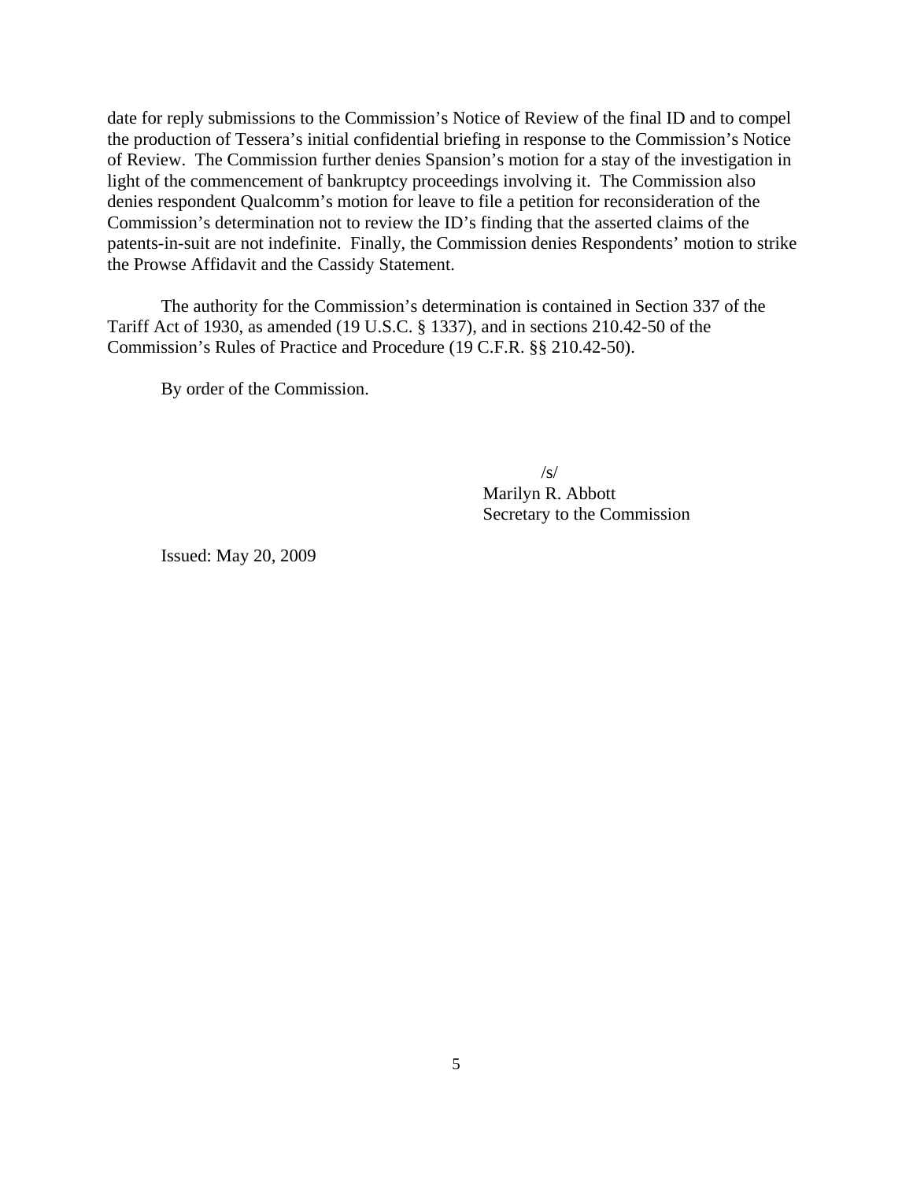date for reply submissions to the Commission's Notice of Review of the final ID and to compel the production of Tessera's initial confidential briefing in response to the Commission's Notice of Review. The Commission further denies Spansion's motion for a stay of the investigation in light of the commencement of bankruptcy proceedings involving it. The Commission also denies respondent Qualcomm's motion for leave to file a petition for reconsideration of the Commission's determination not to review the ID's finding that the asserted claims of the patents-in-suit are not indefinite. Finally, the Commission denies Respondents' motion to strike the Prowse Affidavit and the Cassidy Statement.

The authority for the Commission's determination is contained in Section 337 of the Tariff Act of 1930, as amended (19 U.S.C. § 1337), and in sections 210.42-50 of the Commission's Rules of Practice and Procedure (19 C.F.R. §§ 210.42-50).

By order of the Commission.

/s/
Marilyn R. Abbott
Secretary to the Commission

Issued: May 20, 2009